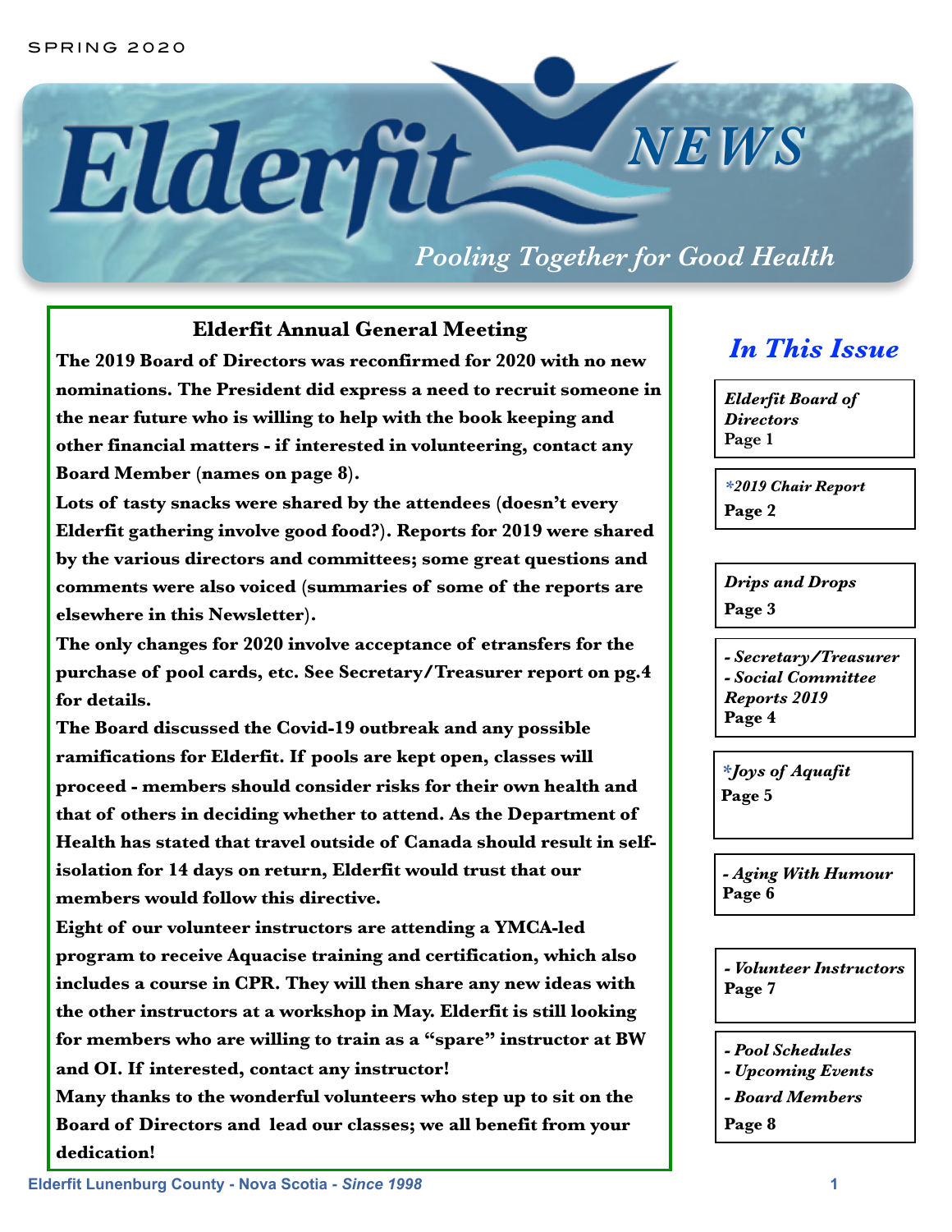SPRING 2020

# Elderfit NEWS

*Pooling Together for Good Health*

## Elderfit Annual General Meeting

**The 2019 Board of Directors was reconfirmed for 2020 with no new nominations. The President did express a need to recruit someone in the near future who is willing to help with the book keeping and other financial matters - if interested in volunteering, contact any Board Member (names on page 8).**

**Lots of tasty snacks were shared by the attendees (doesn't every Elderfit gathering involve good food?). Reports for 2019 were shared by the various directors and committees; some great questions and comments were also voiced (summaries of some of the reports are elsewhere in this Newsletter).**

**The only changes for 2020 involve acceptance of etransfers for the purchase of pool cards, etc. See Secretary/Treasurer report on pg.4 for details.**

**The Board discussed the Covid-19 outbreak and any possible ramifications for Elderfit. If pools are kept open, classes will proceed - members should consider risks for their own health and that of others in deciding whether to attend. As the Department of Health has stated that travel outside of Canada should result in self-isolation for 14 days on return, Elderfit would trust that our members would follow this directive.**

**Eight of our volunteer instructors are attending a YMCA-led program to receive Aquacise training and certification, which also includes a course in CPR. They will then share any new ideas with the other instructors at a workshop in May. Elderfit is still looking for members who are willing to train as a "spare" instructor at BW and OI. If interested, contact any instructor!**

**Many thanks to the wonderful volunteers who step up to sit on the Board of Directors and lead our classes; we all benefit from your dedication!**

## In This Issue

- ***Elderfit Board of Directors*** — **Page 1**
- ****2019 Chair Report*** — **Page 2**
- ***Drips and Drops*** — **Page 3**
- ***- Secretary/Treasurer - Social Committee Reports 2019*** — **Page 4**
- ****Joys of Aquafit*** — **Page 5**
- ***- Aging With Humour*** — **Page 6**
- ***- Volunteer Instructors*** — **Page 7**
- ***- Pool Schedules - Upcoming Events - Board Members*** — **Page 8**

Elderfit Lunenburg County - Nova Scotia - *Since 1998*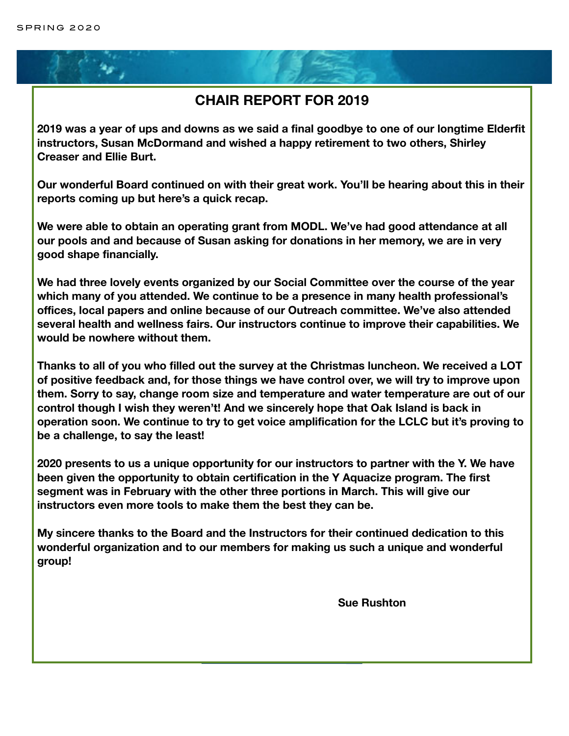# CHAIR REPORT FOR 2019

**2019 was a year of ups and downs as we said a final goodbye to one of our longtime Elderfit instructors, Susan McDormand and wished a happy retirement to two others, Shirley Creaser and Ellie Burt.**

**Our wonderful Board continued on with their great work. You'll be hearing about this in their reports coming up but here's a quick recap.**

**We were able to obtain an operating grant from MODL. We've had good attendance at all our pools and and because of Susan asking for donations in her memory, we are in very good shape financially.**

**We had three lovely events organized by our Social Committee over the course of the year which many of you attended. We continue to be a presence in many health professional's offices, local papers and online because of our Outreach committee. We've also attended several health and wellness fairs. Our instructors continue to improve their capabilities. We would be nowhere without them.**

**Thanks to all of you who filled out the survey at the Christmas luncheon. We received a LOT of positive feedback and, for those things we have control over, we will try to improve upon them. Sorry to say, change room size and temperature and water temperature are out of our control though I wish they weren't! And we sincerely hope that Oak Island is back in operation soon. We continue to try to get voice amplification for the LCLC but it's proving to be a challenge, to say the least!**

**2020 presents to us a unique opportunity for our instructors to partner with the Y. We have been given the opportunity to obtain certification in the Y Aquacize program. The first segment was in February with the other three portions in March. This will give our instructors even more tools to make them the best they can be.**

**My sincere thanks to the Board and the Instructors for their continued dedication to this wonderful organization and to our members for making us such a unique and wonderful group!**

**Sue Rushton**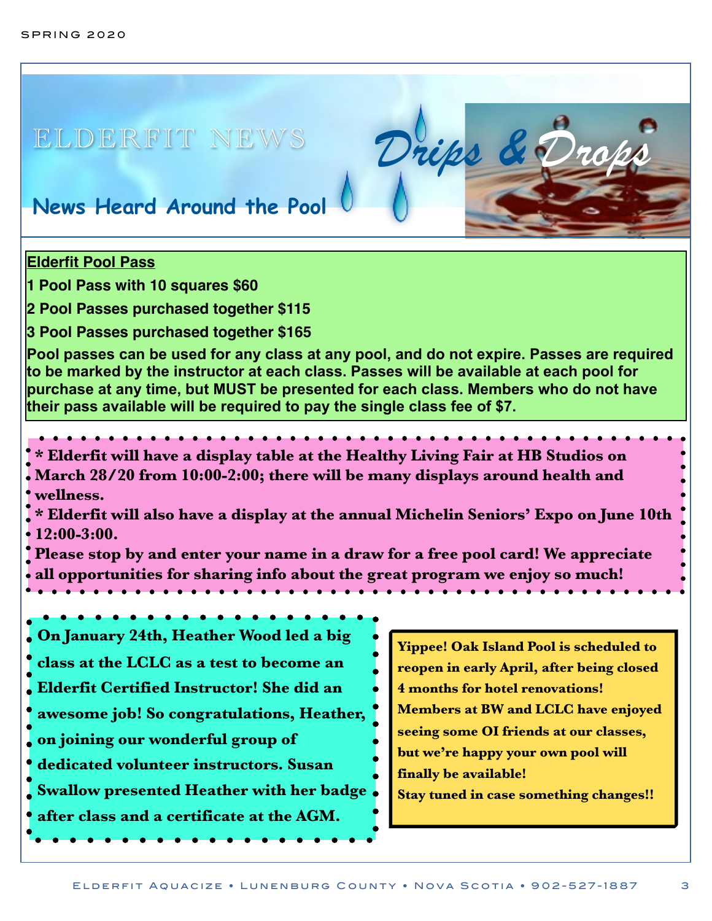# ELDERFIT NEWS

## Drips & Drops

### News Heard Around the Pool

**Elderfit Pool Pass**

**1 Pool Pass with 10 squares $60**

**2 Pool Passes purchased together $115**

**3 Pool Passes purchased together $165**

**Pool passes can be used for any class at any pool, and do not expire. Passes are required to be marked by the instructor at each class. Passes will be available at each pool for purchase at any time, but MUST be presented for each class. Members who do not have their pass available will be required to pay the single class fee of $7.**

**\* Elderfit will have a display table at the Healthy Living Fair at HB Studios on March 28/20 from 10:00-2:00; there will be many displays around health and wellness.**

**\* Elderfit will also have a display at the annual Michelin Seniors' Expo on June 10th 12:00-3:00.**

**Please stop by and enter your name in a draw for a free pool card! We appreciate all opportunities for sharing info about the great program we enjoy so much!**

**On January 24th, Heather Wood led a big class at the LCLC as a test to become an Elderfit Certified Instructor! She did an awesome job! So congratulations, Heather, on joining our wonderful group of dedicated volunteer instructors. Susan Swallow presented Heather with her badge after class and a certificate at the AGM.**

**Yippee! Oak Island Pool is scheduled to reopen in early April, after being closed 4 months for hotel renovations! Members at BW and LCLC have enjoyed seeing some OI friends at our classes, but we're happy your own pool will finally be available!**
**Stay tuned in case something changes!!**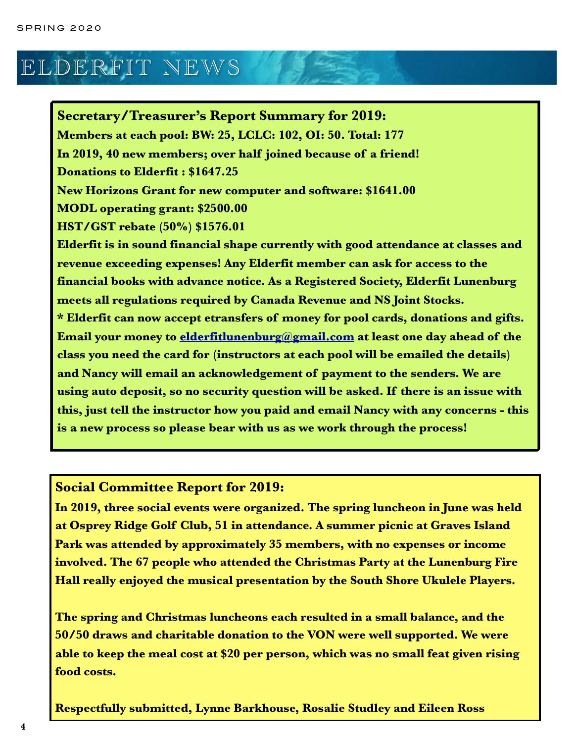# ELDERFIT NEWS

**Secretary/Treasurer's Report Summary for 2019:**

**Members at each pool: BW: 25, LCLC: 102, OI: 50. Total: 177**

**In 2019, 40 new members; over half joined because of a friend!**

**Donations to Elderfit : $1647.25**

**New Horizons Grant for new computer and software: $1641.00**

**MODL operating grant: $2500.00**

**HST/GST rebate (50%) $1576.01**

**Elderfit is in sound financial shape currently with good attendance at classes and revenue exceeding expenses! Any Elderfit member can ask for access to the financial books with advance notice. As a Registered Society, Elderfit Lunenburg meets all regulations required by Canada Revenue and NS Joint Stocks.**

**\* Elderfit can now accept etransfers of money for pool cards, donations and gifts. Email your money to elderfitlunenburg@gmail.com at least one day ahead of the class you need the card for (instructors at each pool will be emailed the details) and Nancy will email an acknowledgement of payment to the senders. We are using auto deposit, so no security question will be asked. If there is an issue with this, just tell the instructor how you paid and email Nancy with any concerns - this is a new process so please bear with us as we work through the process!**

**Social Committee Report for 2019:**

**In 2019, three social events were organized. The spring luncheon in June was held at Osprey Ridge Golf Club, 51 in attendance. A summer picnic at Graves Island Park was attended by approximately 35 members, with no expenses or income involved. The 67 people who attended the Christmas Party at the Lunenburg Fire Hall really enjoyed the musical presentation by the South Shore Ukulele Players.**

**The spring and Christmas luncheons each resulted in a small balance, and the 50/50 draws and charitable donation to the VON were well supported. We were able to keep the meal cost at $20 per person, which was no small feat given rising food costs.**

**Respectfully submitted, Lynne Barkhouse, Rosalie Studley and Eileen Ross**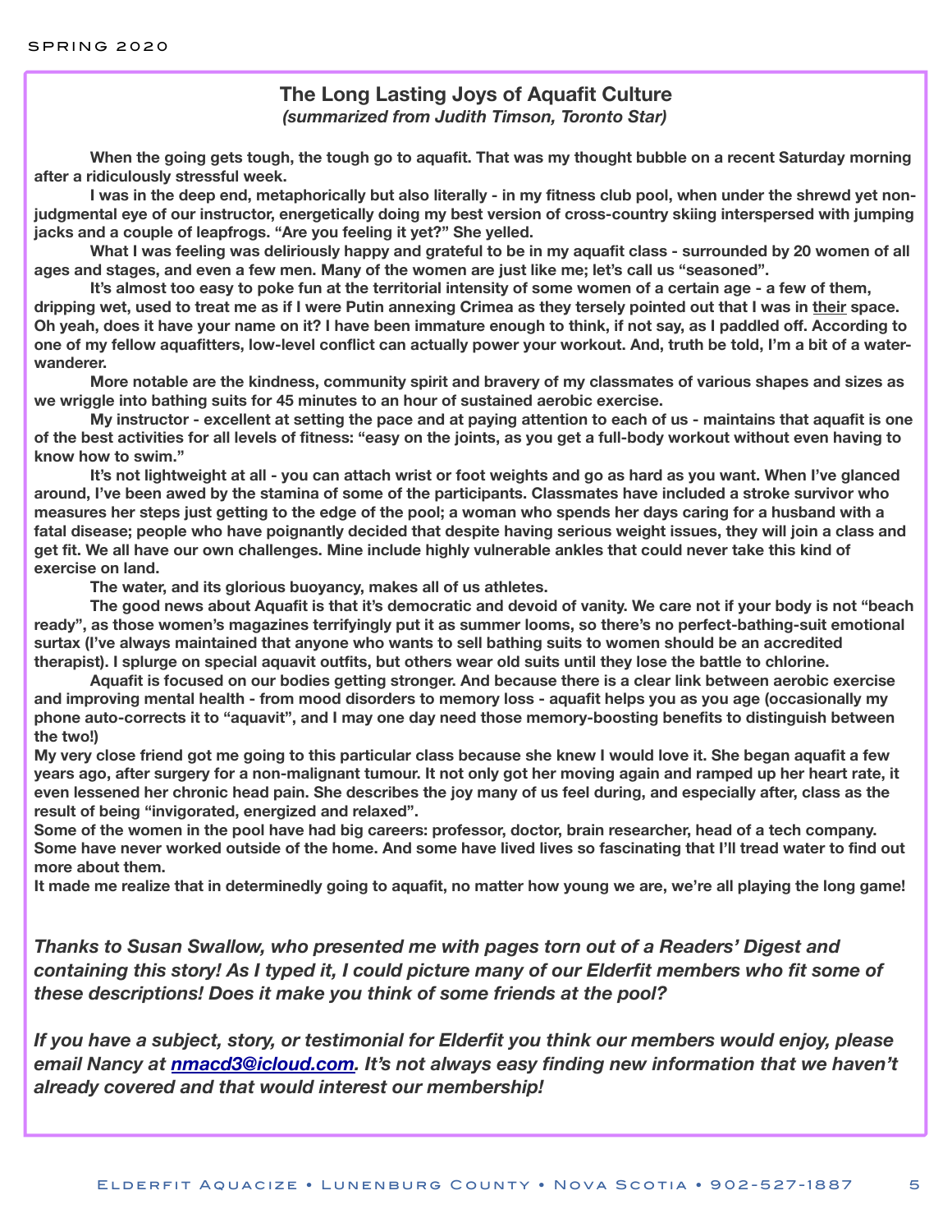## The Long Lasting Joys of Aquafit Culture

*(summarized from Judith Timson, Toronto Star)*

**When the going gets tough, the tough go to aquafit. That was my thought bubble on a recent Saturday morning after a ridiculously stressful week.**

**I was in the deep end, metaphorically but also literally - in my fitness club pool, when under the shrewd yet non-judgmental eye of our instructor, energetically doing my best version of cross-country skiing interspersed with jumping jacks and a couple of leapfrogs. "Are you feeling it yet?" She yelled.**

**What I was feeling was deliriously happy and grateful to be in my aquafit class - surrounded by 20 women of all ages and stages, and even a few men. Many of the women are just like me; let's call us "seasoned".**

**It's almost too easy to poke fun at the territorial intensity of some women of a certain age - a few of them, dripping wet, used to treat me as if I were Putin annexing Crimea as they tersely pointed out that I was in their space. Oh yeah, does it have your name on it? I have been immature enough to think, if not say, as I paddled off. According to one of my fellow aquafitters, low-level conflict can actually power your workout. And, truth be told, I'm a bit of a water-wanderer.**

**More notable are the kindness, community spirit and bravery of my classmates of various shapes and sizes as we wriggle into bathing suits for 45 minutes to an hour of sustained aerobic exercise.**

**My instructor - excellent at setting the pace and at paying attention to each of us - maintains that aquafit is one of the best activities for all levels of fitness: "easy on the joints, as you get a full-body workout without even having to know how to swim."**

**It's not lightweight at all - you can attach wrist or foot weights and go as hard as you want. When I've glanced around, I've been awed by the stamina of some of the participants. Classmates have included a stroke survivor who measures her steps just getting to the edge of the pool; a woman who spends her days caring for a husband with a fatal disease; people who have poignantly decided that despite having serious weight issues, they will join a class and get fit. We all have our own challenges. Mine include highly vulnerable ankles that could never take this kind of exercise on land.**

**The water, and its glorious buoyancy, makes all of us athletes.**

**The good news about Aquafit is that it's democratic and devoid of vanity. We care not if your body is not "beach ready", as those women's magazines terrifyingly put it as summer looms, so there's no perfect-bathing-suit emotional surtax (I've always maintained that anyone who wants to sell bathing suits to women should be an accredited therapist). I splurge on special aquavit outfits, but others wear old suits until they lose the battle to chlorine.**

**Aquafit is focused on our bodies getting stronger. And because there is a clear link between aerobic exercise and improving mental health - from mood disorders to memory loss - aquafit helps you as you age (occasionally my phone auto-corrects it to "aquavit", and I may one day need those memory-boosting benefits to distinguish between the two!)**

**My very close friend got me going to this particular class because she knew I would love it. She began aquafit a few years ago, after surgery for a non-malignant tumour. It not only got her moving again and ramped up her heart rate, it even lessened her chronic head pain. She describes the joy many of us feel during, and especially after, class as the result of being "invigorated, energized and relaxed".**

**Some of the women in the pool have had big careers: professor, doctor, brain researcher, head of a tech company. Some have never worked outside of the home. And some have lived lives so fascinating that I'll tread water to find out more about them.**

**It made me realize that in determinedly going to aquafit, no matter how young we are, we're all playing the long game!**

***Thanks to Susan Swallow, who presented me with pages torn out of a Readers' Digest and containing this story! As I typed it, I could picture many of our Elderfit members who fit some of these descriptions! Does it make you think of some friends at the pool?***

***If you have a subject, story, or testimonial for Elderfit you think our members would enjoy, please email Nancy at nmacd3@icloud.com. It's not always easy finding new information that we haven't already covered and that would interest our membership!***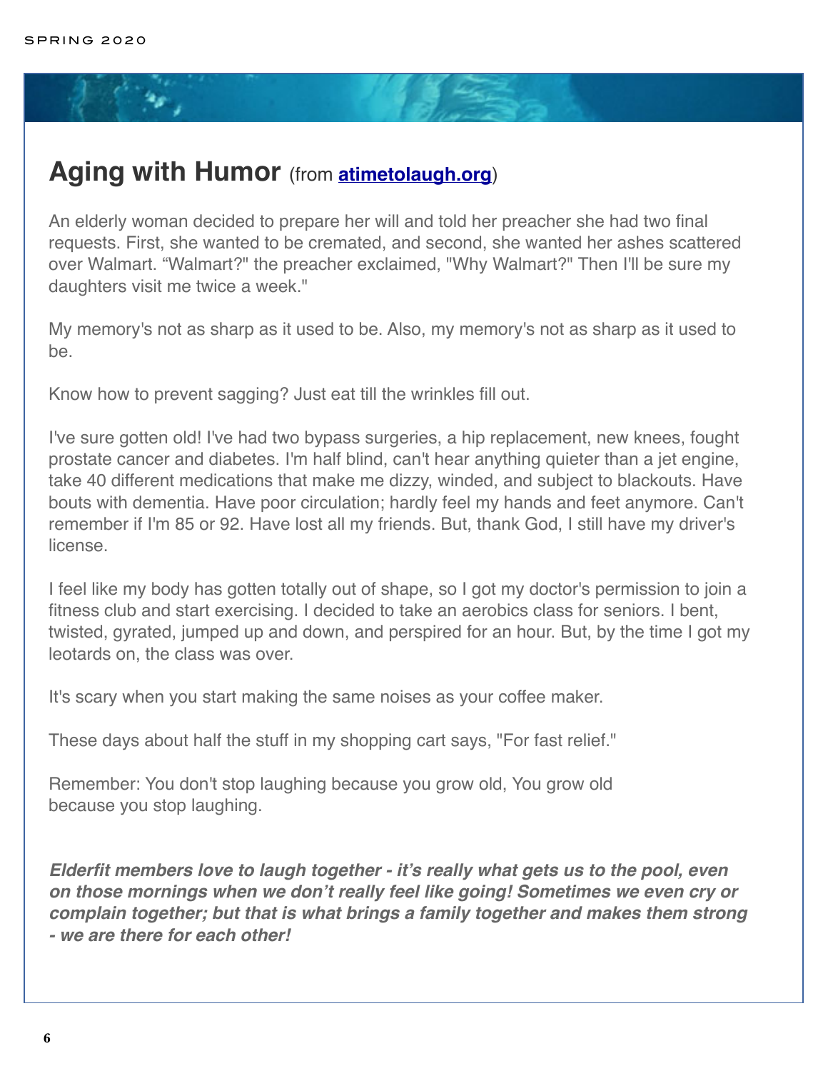## Aging with Humor (from [atimetolaugh.org](atimetolaugh.org))

An elderly woman decided to prepare her will and told her preacher she had two final requests. First, she wanted to be cremated, and second, she wanted her ashes scattered over Walmart. “Walmart?" the preacher exclaimed, "Why Walmart?" Then I'll be sure my daughters visit me twice a week."

My memory's not as sharp as it used to be. Also, my memory's not as sharp as it used to be.

Know how to prevent sagging? Just eat till the wrinkles fill out.

I've sure gotten old! I've had two bypass surgeries, a hip replacement, new knees, fought prostate cancer and diabetes. I'm half blind, can't hear anything quieter than a jet engine, take 40 different medications that make me dizzy, winded, and subject to blackouts. Have bouts with dementia. Have poor circulation; hardly feel my hands and feet anymore. Can't remember if I'm 85 or 92. Have lost all my friends. But, thank God, I still have my driver's license.

I feel like my body has gotten totally out of shape, so I got my doctor's permission to join a fitness club and start exercising. I decided to take an aerobics class for seniors. I bent, twisted, gyrated, jumped up and down, and perspired for an hour. But, by the time I got my leotards on, the class was over.

It's scary when you start making the same noises as your coffee maker.

These days about half the stuff in my shopping cart says, "For fast relief."

Remember: You don't stop laughing because you grow old, You grow old because you stop laughing.

***Elderfit members love to laugh together - it’s really what gets us to the pool, even on those mornings when we don’t really feel like going! Sometimes we even cry or complain together; but that is what brings a family together and makes them strong - we are there for each other!***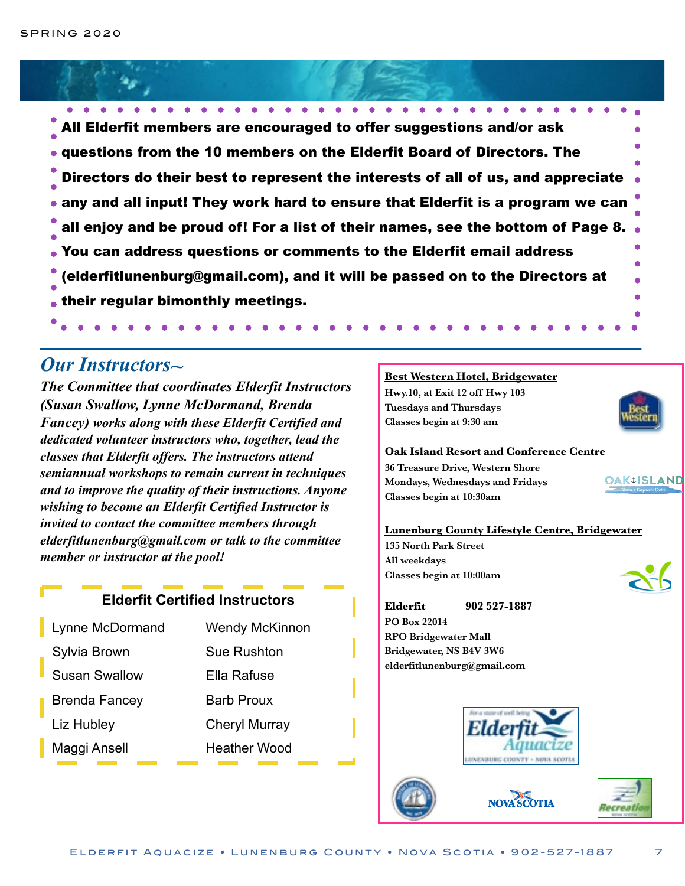**All Elderfit members are encouraged to offer suggestions and/or ask questions from the 10 members on the Elderfit Board of Directors. The Directors do their best to represent the interests of all of us, and appreciate any and all input! They work hard to ensure that Elderfit is a program we can all enjoy and be proud of! For a list of their names, see the bottom of Page 8. You can address questions or comments to the Elderfit email address (elderfitlunenburg@gmail.com), and it will be passed on to the Directors at their regular bimonthly meetings.**

## *Our Instructors~*

***The Committee that coordinates Elderfit Instructors (Susan Swallow, Lynne McDormand, Brenda Fancey) works along with these Elderfit Certified and dedicated volunteer instructors who, together, lead the classes that Elderfit offers. The instructors attend semiannual workshops to remain current in techniques and to improve the quality of their instructions. Anyone wishing to become an Elderfit Certified Instructor is invited to contact the committee members through elderfitlunenburg@gmail.com or talk to the committee member or instructor at the pool!***

### Elderfit Certified Instructors

| | |
|---|---|
| Lynne McDormand | Wendy McKinnon |
| Sylvia Brown | Sue Rushton |
| Susan Swallow | Ella Rafuse |
| Brenda Fancey | Barb Proux |
| Liz Hubley | Cheryl Murray |
| Maggi Ansell | Heather Wood |

**Best Western Hotel, Bridgewater**
**Hwy.10, at Exit 12 off Hwy 103**
**Tuesdays and Thursdays**
**Classes begin at 9:30 am**

**Oak Island Resort and Conference Centre**
**36 Treasure Drive, Western Shore**
**Mondays, Wednesdays and Fridays**
**Classes begin at 10:30am**

**Lunenburg County Lifestyle Centre, Bridgewater**
**135 North Park Street**
**All weekdays**
**Classes begin at 10:00am**

**Elderfit 902 527-1887**
**PO Box 22014**
**RPO Bridgewater Mall**
**Bridgewater, NS B4V 3W6**
**elderfitlunenburg@gmail.com**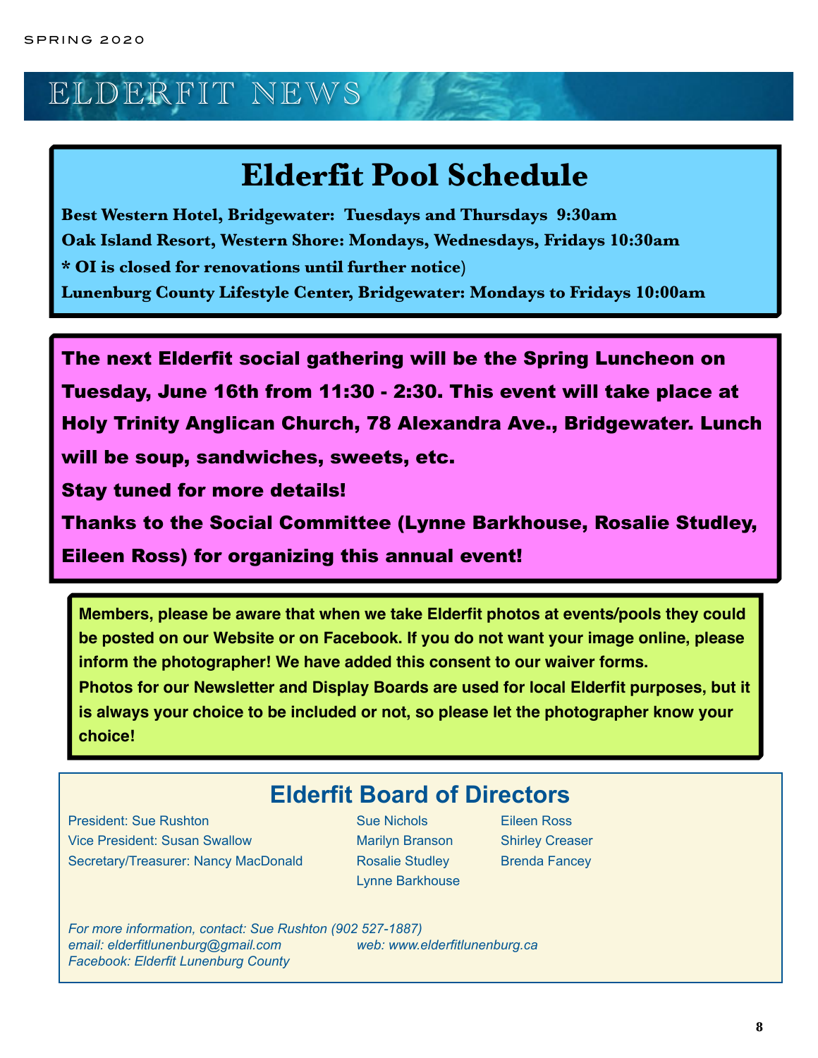# ELDERFIT NEWS

## Elderfit Pool Schedule

**Best Western Hotel, Bridgewater: Tuesdays and Thursdays 9:30am**

**Oak Island Resort, Western Shore: Mondays, Wednesdays, Fridays 10:30am**

**\* OI is closed for renovations until further notice)**

**Lunenburg County Lifestyle Center, Bridgewater: Mondays to Fridays 10:00am**

**The next Elderfit social gathering will be the Spring Luncheon on Tuesday, June 16th from 11:30 - 2:30. This event will take place at Holy Trinity Anglican Church, 78 Alexandra Ave., Bridgewater. Lunch will be soup, sandwiches, sweets, etc.**

**Stay tuned for more details!**

**Thanks to the Social Committee (Lynne Barkhouse, Rosalie Studley, Eileen Ross) for organizing this annual event!**

**Members, please be aware that when we take Elderfit photos at events/pools they could be posted on our Website or on Facebook. If you do not want your image online, please inform the photographer! We have added this consent to our waiver forms.**

**Photos for our Newsletter and Display Boards are used for local Elderfit purposes, but it is always your choice to be included or not, so please let the photographer know your choice!**

## Elderfit Board of Directors

President: Sue Rushton
Vice President: Susan Swallow
Secretary/Treasurer: Nancy MacDonald

Sue Nichols
Marilyn Branson
Rosalie Studley
Lynne Barkhouse

Eileen Ross
Shirley Creaser
Brenda Fancey

*For more information, contact: Sue Rushton (902 527-1887)*
*email: elderfitlunenburg@gmail.com*
*web: www.elderfitlunenburg.ca*
*Facebook: Elderfit Lunenburg County*